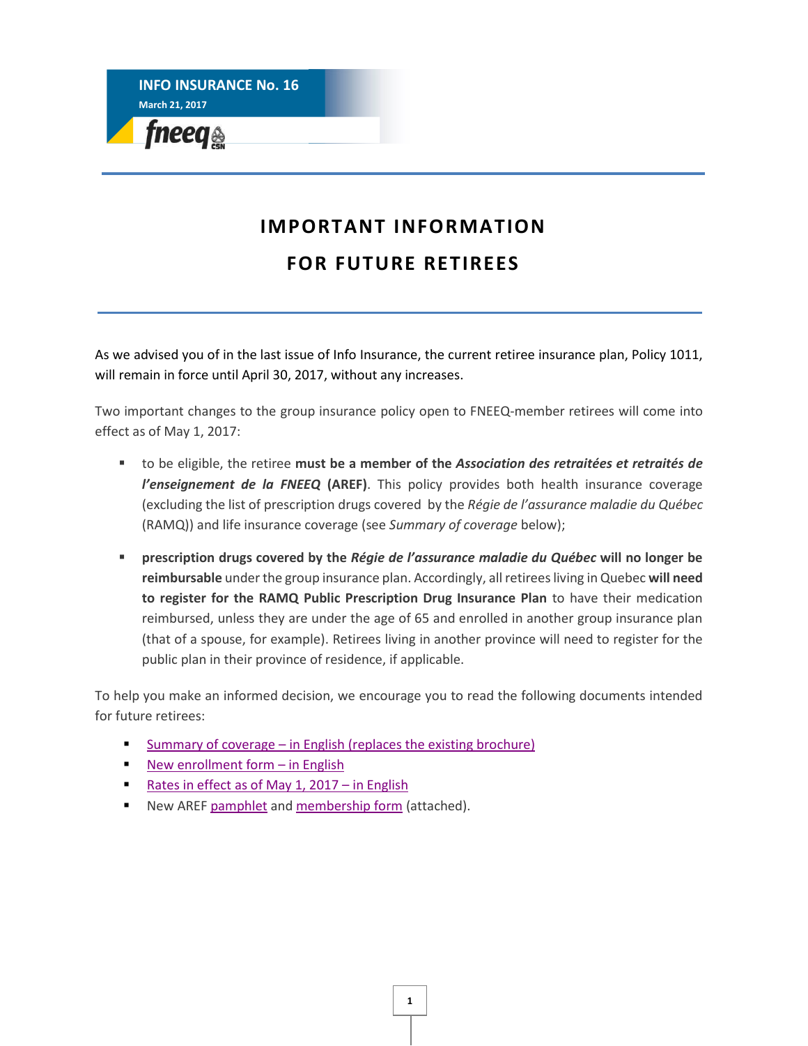INFO INSURANCE No. 16

March 21, 2017

fneeq CSN

# IMPORTANT INFORMATION FOR FUTURE RETIREES

As we advised you of in the last issue of Info Insurance, the current retiree insurance plan, Policy 1011, will remain in force until April 30, 2017, without any increases.

Two important changes to the group insurance policy open to FNEEQ-member retirees will come into effect as of May 1, 2017:

- to be eligible, the retiree **must be a member of the *Association des retraitées et retraités de l'enseignement de la FNEEQ* (AREF)**. This policy provides both health insurance coverage (excluding the list of prescription drugs covered by the *Régie de l'assurance maladie du Québec* (RAMQ)) and life insurance coverage (see *Summary of coverage* below);
- **prescription drugs covered by the *Régie de l'assurance maladie du Québec* will no longer be reimbursable** under the group insurance plan. Accordingly, all retirees living in Quebec **will need to register for the RAMQ Public Prescription Drug Insurance Plan** to have their medication reimbursed, unless they are under the age of 65 and enrolled in another group insurance plan (that of a spouse, for example). Retirees living in another province will need to register for the public plan in their province of residence, if applicable.

To help you make an informed decision, we encourage you to read the following documents intended for future retirees:

- Summary of coverage – in English (replaces the existing brochure)
- New enrollment form – in English
- Rates in effect as of May 1, 2017 – in English
- New AREF pamphlet and membership form (attached).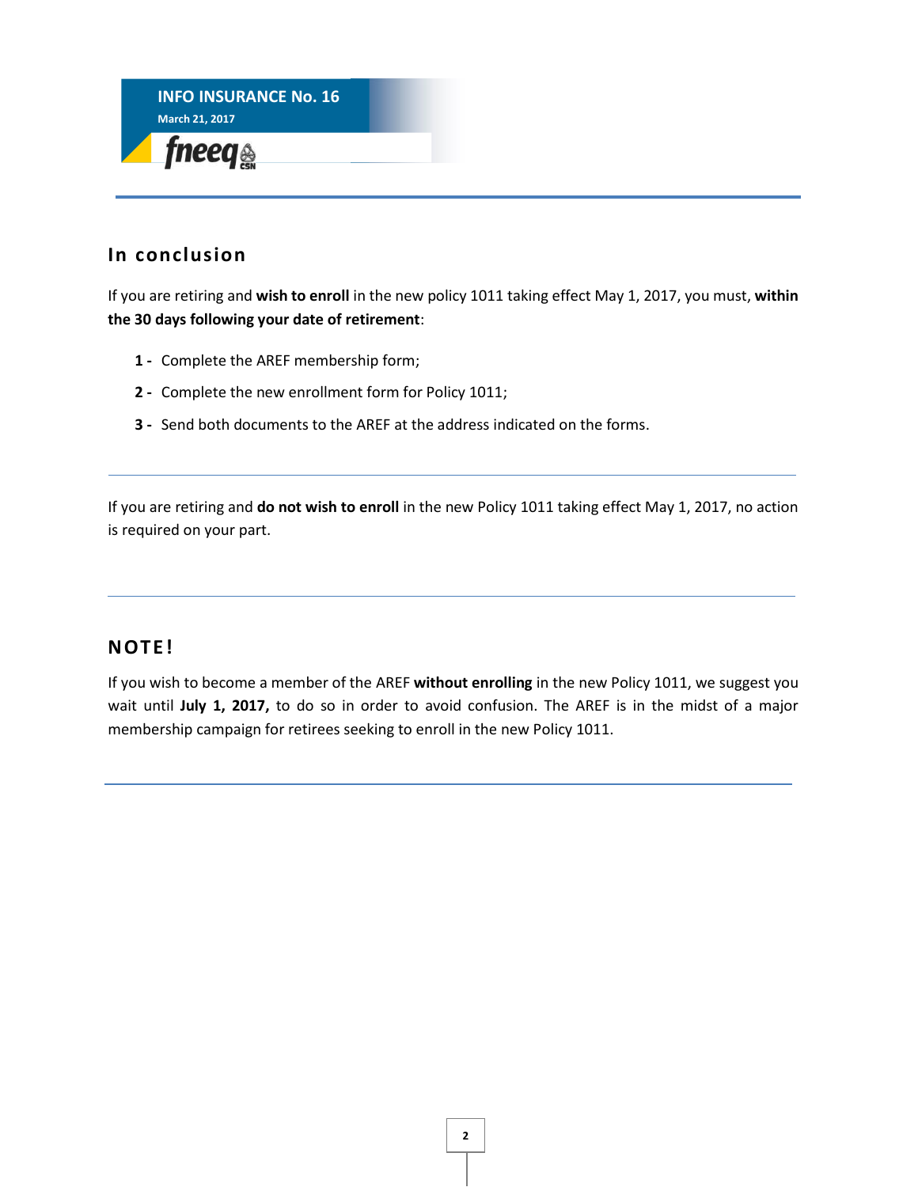## In conclusion

If you are retiring and **wish to enroll** in the new policy 1011 taking effect May 1, 2017, you must, **within the 30 days following your date of retirement**:

1 - Complete the AREF membership form;

2 - Complete the new enrollment form for Policy 1011;

3 - Send both documents to the AREF at the address indicated on the forms.

---

If you are retiring and **do not wish to enroll** in the new Policy 1011 taking effect May 1, 2017, no action is required on your part.

---

## NOTE!

If you wish to become a member of the AREF **without enrolling** in the new Policy 1011, we suggest you wait until **July 1, 2017,** to do so in order to avoid confusion. The AREF is in the midst of a major membership campaign for retirees seeking to enroll in the new Policy 1011.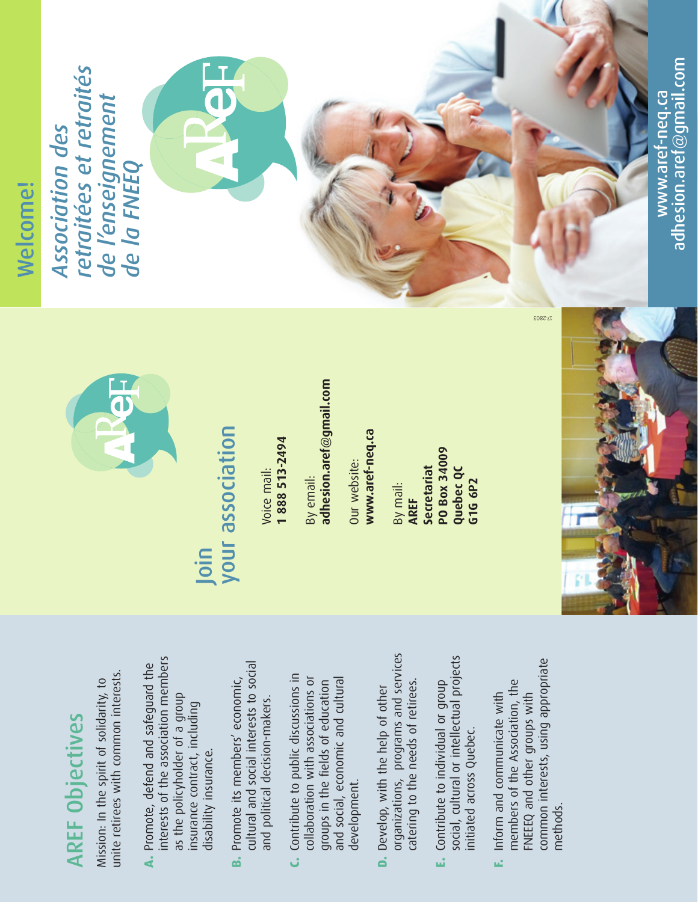## AREF Objectives

Mission: In the spirit of solidarity, to unite retirees with common interests.

**A.** Promote, defend and safeguard the interests of the association members as the policyholder of a group insurance contract, including disability insurance.

**B.** Promote its members' economic, cultural and social interests to social and political decision-makers.

**C.** Contribute to public discussions in collaboration with associations or groups in the fields of education and social, economic and cultural development.

**D.** Develop, with the help of other organizations, programs and services catering to the needs of retirees.

**E.** Contribute to individual or group social, cultural or intellectual projects initiated across Quebec.

**F.** Inform and communicate with members of the Association, the FNEEQ and other groups with common interests, using appropriate methods.

## Join your association

Voice mail:
**1 888 513-2494**

By email:
**adhesion.aref@gmail.com**

Our website:
**www.aref-neq.ca**

By mail:
**AREF**
**Secretariat**
**PO Box 34009**
**Quebec QC**
**G1G 6P2**

17-2803

## Welcome!

*Association des retraitées et retraités de l'enseignement de la FNEEQ*

www.aref-neq.ca
adhesion.aref@gmail.com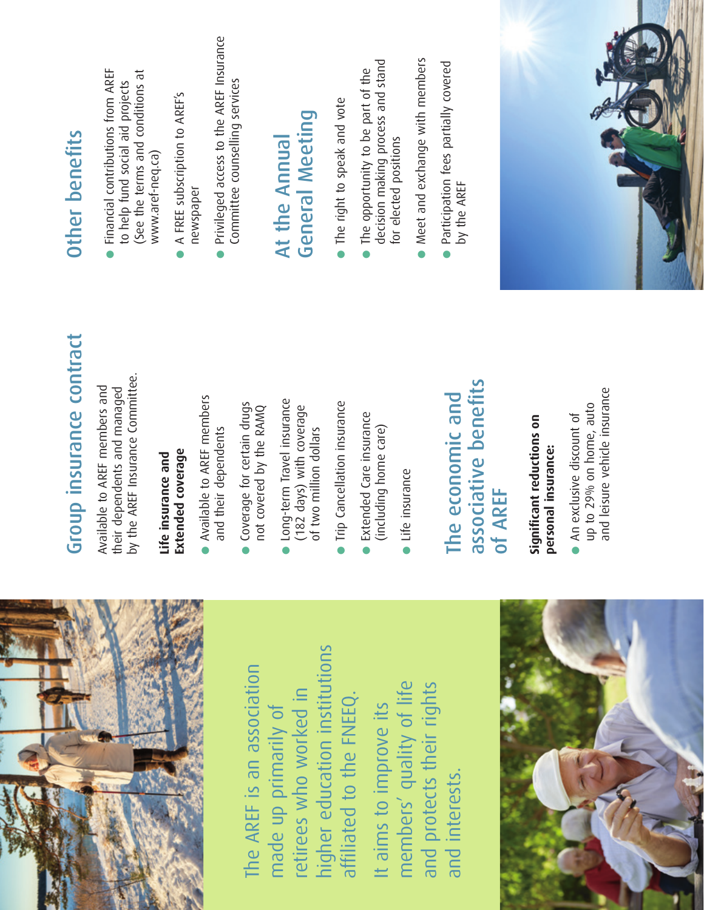The AREF is an association made up primarily of retirees who worked in higher education institutions affiliated to the FNEEQ.

It aims to improve its members' quality of life and protects their rights and interests.

## Group insurance contract

Available to AREF members and their dependents and managed by the AREF Insurance Committee.

**Life insurance and Extended coverage**

- Available to AREF members and their dependents
- Coverage for certain drugs not covered by the RAMQ
- Long-term Travel insurance (182 days) with coverage of two million dollars
- Trip Cancellation insurance
- Extended Care insurance (including home care)
- Life insurance

## The economic and associative benefits of AREF

**Significant reductions on personal insurance:**

- An exclusive discount of up to 29% on home, auto and leisure vehicle insurance

## Other benefits

- Financial contributions from AREF to help fund social aid projects (See the terms and conditions at www.aref-neq.ca)
- A FREE subscription to AREF's newspaper
- Privileged access to the AREF Insurance Committee counselling services

## At the Annual General Meeting

- The right to speak and vote
- The opportunity to be part of the decision making process and stand for elected positions
- Meet and exchange with members
- Participation fees partially covered by the AREF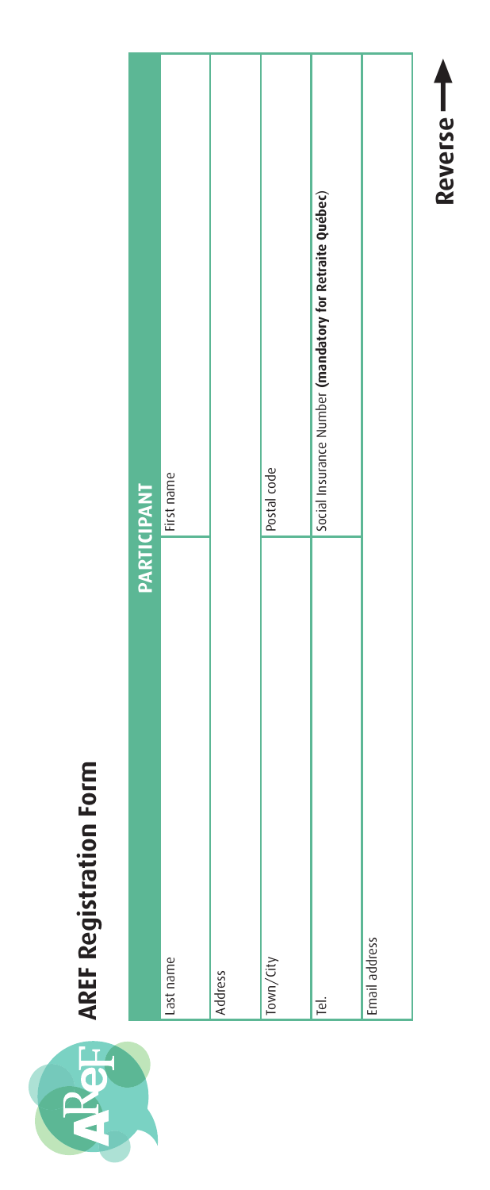# AREF Registration Form

| PARTICIPANT | |
|---|---|
| Last name | First name |
| Address | |
| Town/City | Postal code |
| Tel. | Social Insurance Number **(mandatory for Retraite Québec)** |
| Email address | |

**Reverse**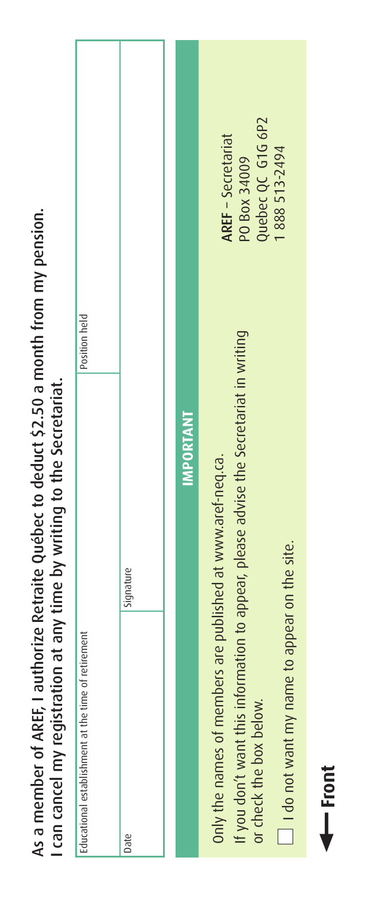**As a member of AREF, I authorize Retraite Québec to deduct $2.50 a month from my pension. I can cancel my registration at any time by writing to the Secretariat.**

| Educational establishment at the time of retirement | Position held |
| --- | --- |
| | |

| Date | Signature |
| --- | --- |
| | |

## IMPORTANT

Only the names of members are published at www.aref-neq.ca.

If you don't want this information to appear, please advise the Secretariat in writing or check the box below.

☐ I do not want my name to appear on the site.

**AREF** – Secretariat
PO Box 34009
Quebec QC G1G 6P2
1 888 513-2494

← **Front**